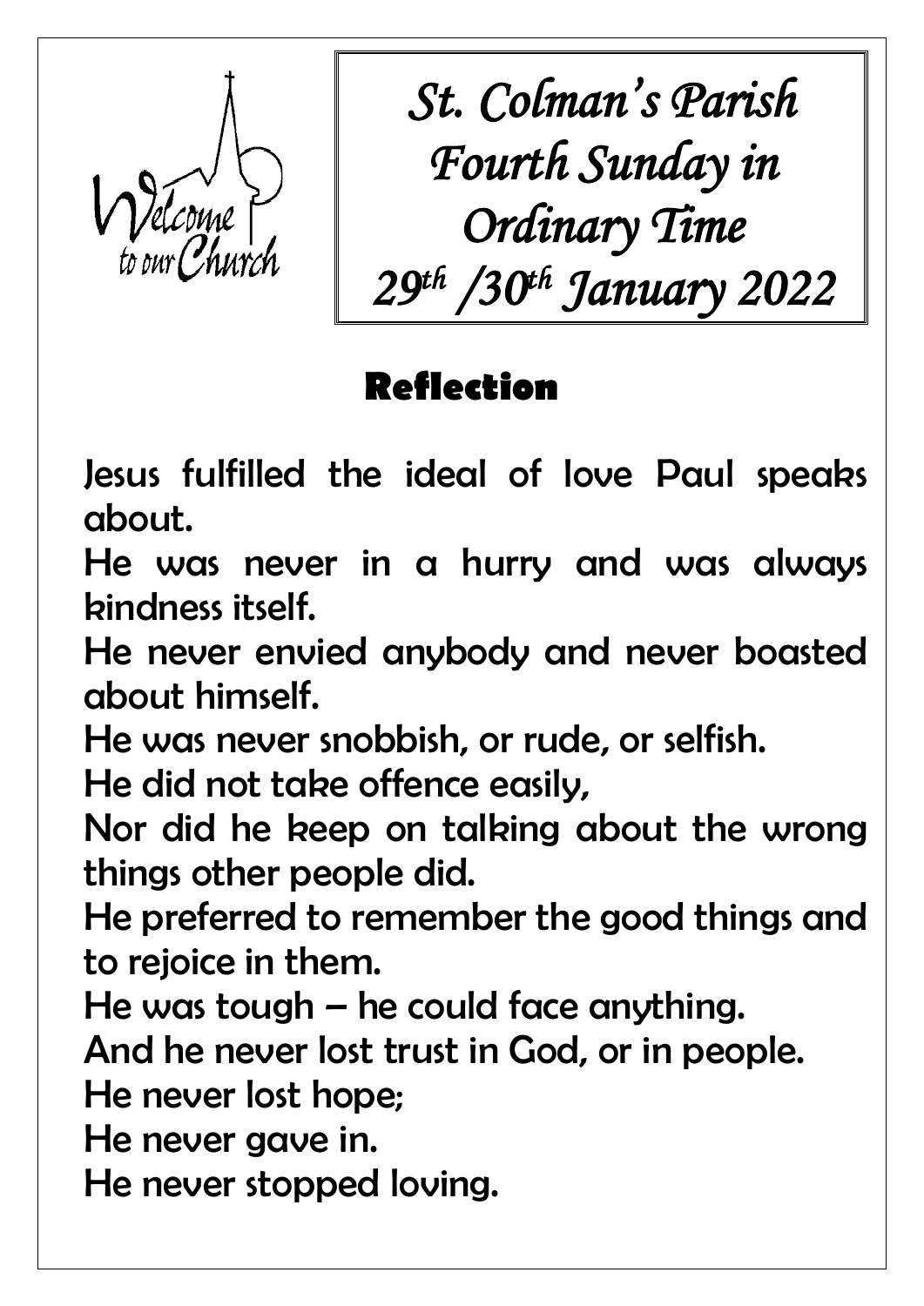# St. Colman's Parish
# Fourth Sunday in Ordinary Time
# 29th /30th January 2022

## Reflection

Jesus fulfilled the ideal of love Paul speaks about.
He was never in a hurry and was always kindness itself.
He never envied anybody and never boasted about himself.
He was never snobbish, or rude, or selfish.
He did not take offence easily,
Nor did he keep on talking about the wrong things other people did.
He preferred to remember the good things and to rejoice in them.
He was tough – he could face anything.
And he never lost trust in God, or in people.
He never lost hope;
He never gave in.
He never stopped loving.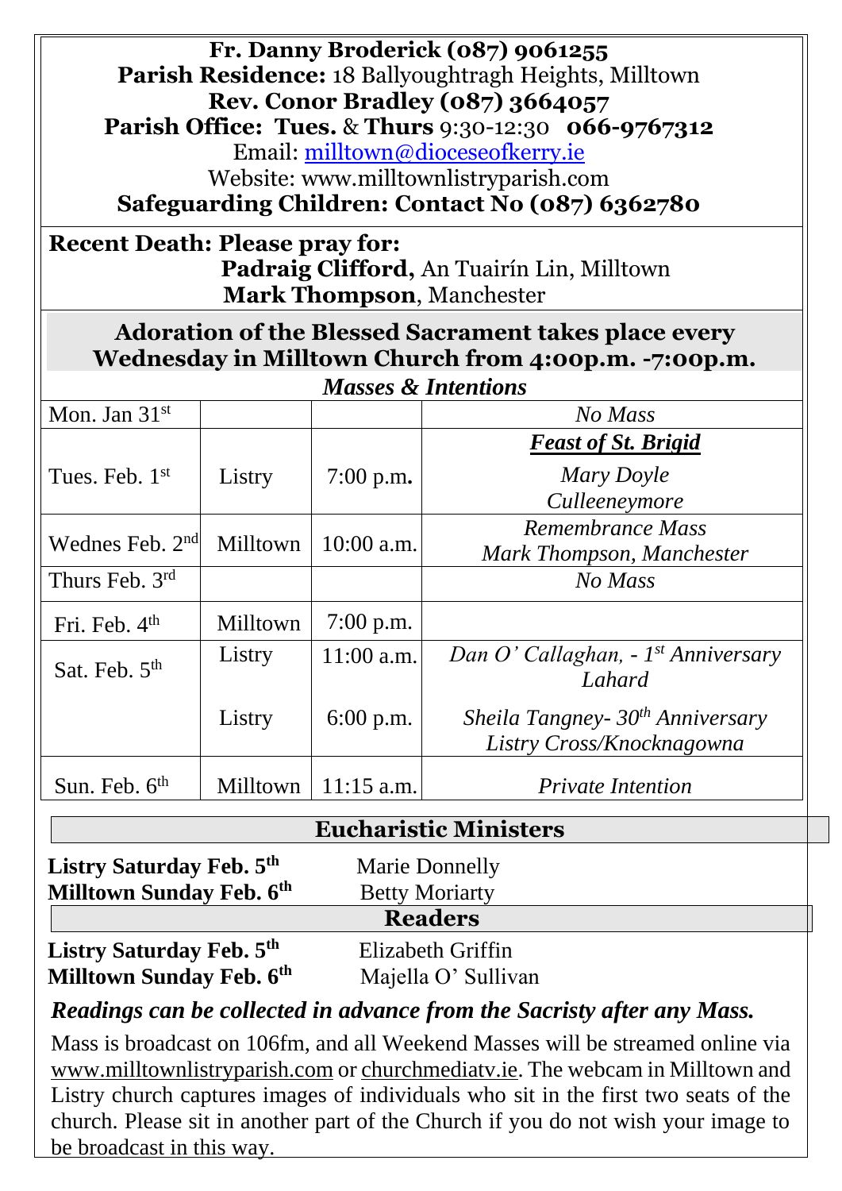**Fr. Danny Broderick (087) 9061255**
**Parish Residence:** 18 Ballyoughtragh Heights, Milltown
**Rev. Conor Bradley (087) 3664057**
**Parish Office: Tues.** & **Thurs** 9:30-12:30 **066-9767312**
Email: milltown@dioceseofkerry.ie
Website: www.milltownlistryparish.com
**Safeguarding Children: Contact No (087) 6362780**

**Recent Death: Please pray for:**
**Padraig Clifford,** An Tuairín Lin, Milltown
**Mark Thompson**, Manchester

**Adoration of the Blessed Sacrament takes place every Wednesday in Milltown Church from 4:00p.m. -7:00p.m.**

***Masses & Intentions***

| | | | |
|---|---|---|---|
| Mon. Jan 31st | | | *No Mass* |
| Tues. Feb. 1st | Listry | 7:00 p.m. | ***Feast of St. Brigid*** *Mary Doyle Culleeneymore* |
| Wednes Feb. 2nd | Milltown | 10:00 a.m. | *Remembrance Mass Mark Thompson, Manchester* |
| Thurs Feb. 3rd | | | *No Mass* |
| Fri. Feb. 4th | Milltown | 7:00 p.m. | |
| Sat. Feb. 5th | Listry | 11:00 a.m. | *Dan O' Callaghan, - 1st Anniversary Lahard* |
| | Listry | 6:00 p.m. | *Sheila Tangney- 30th Anniversary Listry Cross/Knocknagowna* |
| Sun. Feb. 6th | Milltown | 11:15 a.m. | *Private Intention* |

**Eucharistic Ministers**

**Listry Saturday Feb. 5th** Marie Donnelly
**Milltown Sunday Feb. 6th** Betty Moriarty

**Readers**

**Listry Saturday Feb. 5th** Elizabeth Griffin
**Milltown Sunday Feb. 6th** Majella O' Sullivan

***Readings can be collected in advance from the Sacristy after any Mass.***

Mass is broadcast on 106fm, and all Weekend Masses will be streamed online via www.milltownlistryparish.com or churchmediatv.ie. The webcam in Milltown and Listry church captures images of individuals who sit in the first two seats of the church. Please sit in another part of the Church if you do not wish your image to be broadcast in this way.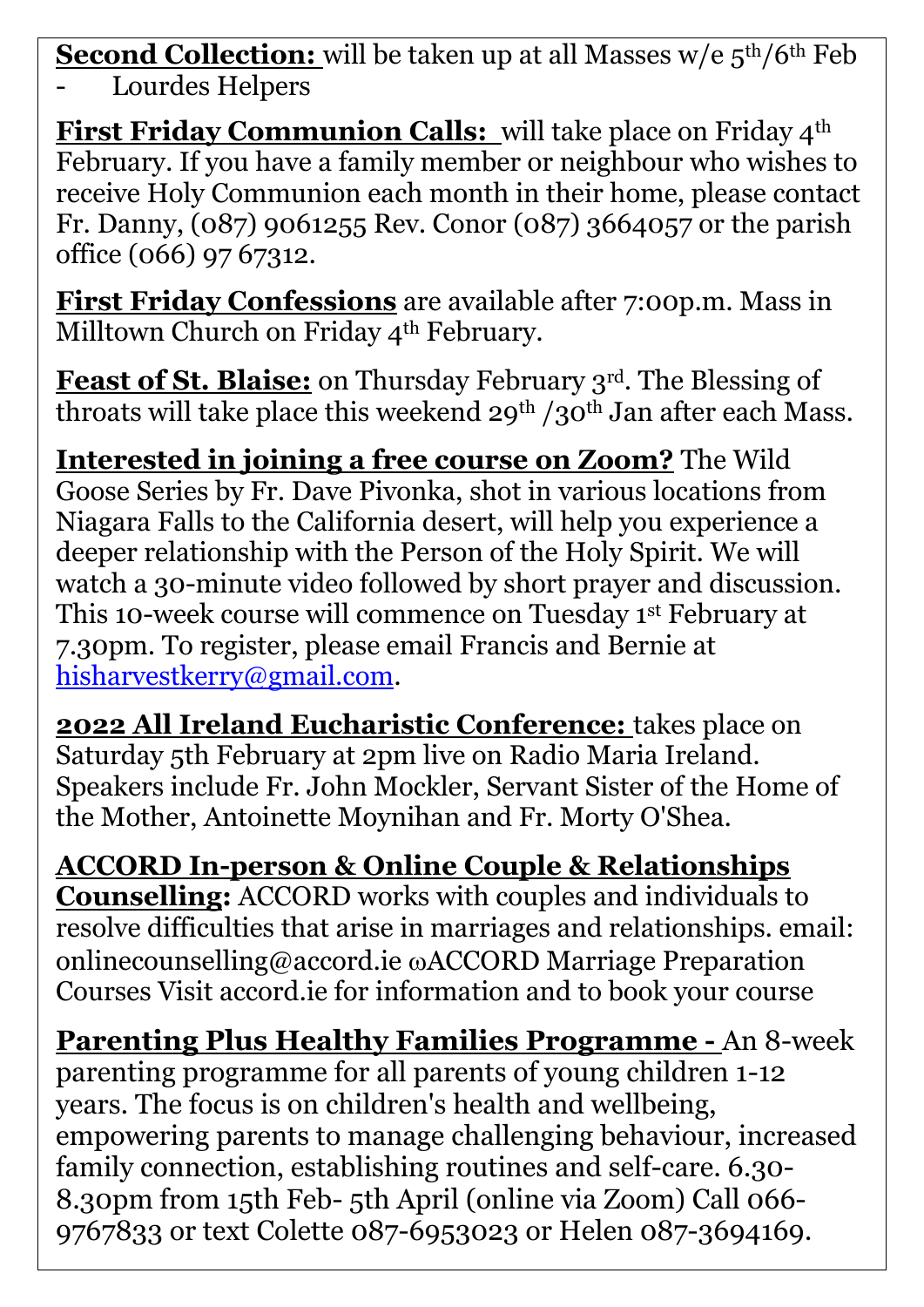**Second Collection:** will be taken up at all Masses w/e 5th/6th Feb
- Lourdes Helpers

**First Friday Communion Calls:** will take place on Friday 4th February. If you have a family member or neighbour who wishes to receive Holy Communion each month in their home, please contact Fr. Danny, (087) 9061255 Rev. Conor (087) 3664057 or the parish office (066) 97 67312.

**First Friday Confessions** are available after 7:00p.m. Mass in Milltown Church on Friday 4th February.

**Feast of St. Blaise:** on Thursday February 3rd. The Blessing of throats will take place this weekend 29th /30th Jan after each Mass.

**Interested in joining a free course on Zoom?** The Wild Goose Series by Fr. Dave Pivonka, shot in various locations from Niagara Falls to the California desert, will help you experience a deeper relationship with the Person of the Holy Spirit. We will watch a 30-minute video followed by short prayer and discussion. This 10-week course will commence on Tuesday 1st February at 7.30pm. To register, please email Francis and Bernie at hisharvestkerry@gmail.com.

**2022 All Ireland Eucharistic Conference:** takes place on Saturday 5th February at 2pm live on Radio Maria Ireland. Speakers include Fr. John Mockler, Servant Sister of the Home of the Mother, Antoinette Moynihan and Fr. Morty O'Shea.

**ACCORD In-person & Online Couple & Relationships Counselling:** ACCORD works with couples and individuals to resolve difficulties that arise in marriages and relationships. email: onlinecounselling@accord.ie ωACCORD Marriage Preparation Courses Visit accord.ie for information and to book your course

**Parenting Plus Healthy Families Programme -** An 8-week parenting programme for all parents of young children 1-12 years. The focus is on children's health and wellbeing, empowering parents to manage challenging behaviour, increased family connection, establishing routines and self-care. 6.30-8.30pm from 15th Feb- 5th April (online via Zoom) Call 066-9767833 or text Colette 087-6953023 or Helen 087-3694169.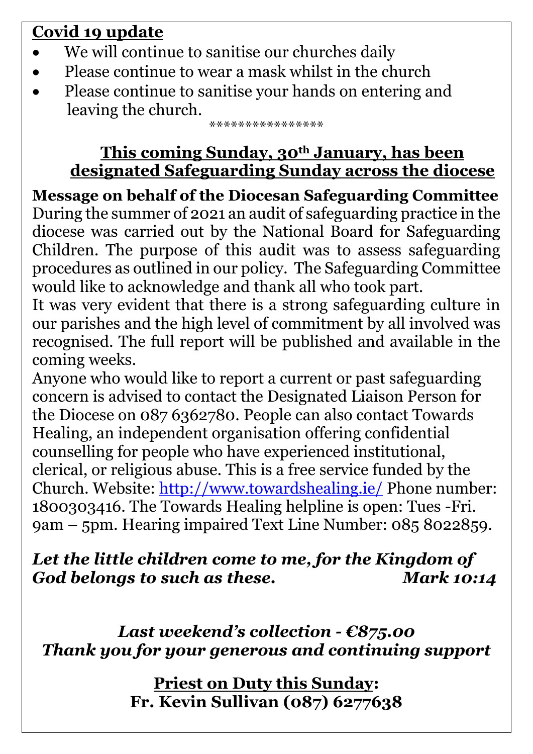**Covid 19 update**

- We will continue to sanitise our churches daily
- Please continue to wear a mask whilst in the church
- Please continue to sanitise your hands on entering and leaving the church.

\*\*\*\*\*\*\*\*\*\*\*\*\*\*\*\*

**This coming Sunday, 30th January, has been designated Safeguarding Sunday across the diocese**

**Message on behalf of the Diocesan Safeguarding Committee**
During the summer of 2021 an audit of safeguarding practice in the diocese was carried out by the National Board for Safeguarding Children. The purpose of this audit was to assess safeguarding procedures as outlined in our policy. The Safeguarding Committee would like to acknowledge and thank all who took part.
It was very evident that there is a strong safeguarding culture in our parishes and the high level of commitment by all involved was recognised. The full report will be published and available in the coming weeks.
Anyone who would like to report a current or past safeguarding concern is advised to contact the Designated Liaison Person for the Diocese on 087 6362780. People can also contact Towards Healing, an independent organisation offering confidential counselling for people who have experienced institutional, clerical, or religious abuse. This is a free service funded by the Church. Website: http://www.towardshealing.ie/ Phone number: 1800303416. The Towards Healing helpline is open: Tues -Fri. 9am – 5pm. Hearing impaired Text Line Number: 085 8022859.

***Let the little children come to me, for the Kingdom of God belongs to such as these. Mark 10:14***

***Last weekend's collection - €875.00***
***Thank you for your generous and continuing support***

**Priest on Duty this Sunday:**
**Fr. Kevin Sullivan (087) 6277638**